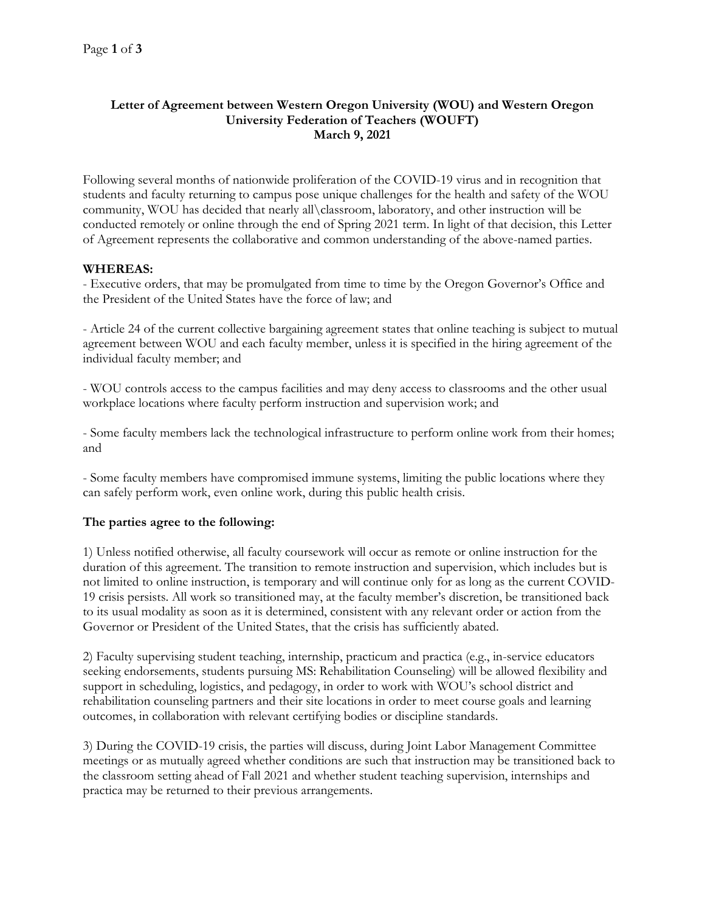**Letter of Agreement between Western Oregon University (WOU) and Western Oregon University Federation of Teachers (WOUFT)**
**March 9, 2021**

Following several months of nationwide proliferation of the COVID-19 virus and in recognition that students and faculty returning to campus pose unique challenges for the health and safety of the WOU community, WOU has decided that nearly all\classroom, laboratory, and other instruction will be conducted remotely or online through the end of Spring 2021 term. In light of that decision, this Letter of Agreement represents the collaborative and common understanding of the above-named parties.

**WHEREAS:**

- Executive orders, that may be promulgated from time to time by the Oregon Governor's Office and the President of the United States have the force of law; and

- Article 24 of the current collective bargaining agreement states that online teaching is subject to mutual agreement between WOU and each faculty member, unless it is specified in the hiring agreement of the individual faculty member; and

- WOU controls access to the campus facilities and may deny access to classrooms and the other usual workplace locations where faculty perform instruction and supervision work; and

- Some faculty members lack the technological infrastructure to perform online work from their homes; and

- Some faculty members have compromised immune systems, limiting the public locations where they can safely perform work, even online work, during this public health crisis.

**The parties agree to the following:**

1) Unless notified otherwise, all faculty coursework will occur as remote or online instruction for the duration of this agreement. The transition to remote instruction and supervision, which includes but is not limited to online instruction, is temporary and will continue only for as long as the current COVID-19 crisis persists. All work so transitioned may, at the faculty member's discretion, be transitioned back to its usual modality as soon as it is determined, consistent with any relevant order or action from the Governor or President of the United States, that the crisis has sufficiently abated.

2) Faculty supervising student teaching, internship, practicum and practica (e.g., in-service educators seeking endorsements, students pursuing MS: Rehabilitation Counseling) will be allowed flexibility and support in scheduling, logistics, and pedagogy, in order to work with WOU's school district and rehabilitation counseling partners and their site locations in order to meet course goals and learning outcomes, in collaboration with relevant certifying bodies or discipline standards.

3) During the COVID-19 crisis, the parties will discuss, during Joint Labor Management Committee meetings or as mutually agreed whether conditions are such that instruction may be transitioned back to the classroom setting ahead of Fall 2021 and whether student teaching supervision, internships and practica may be returned to their previous arrangements.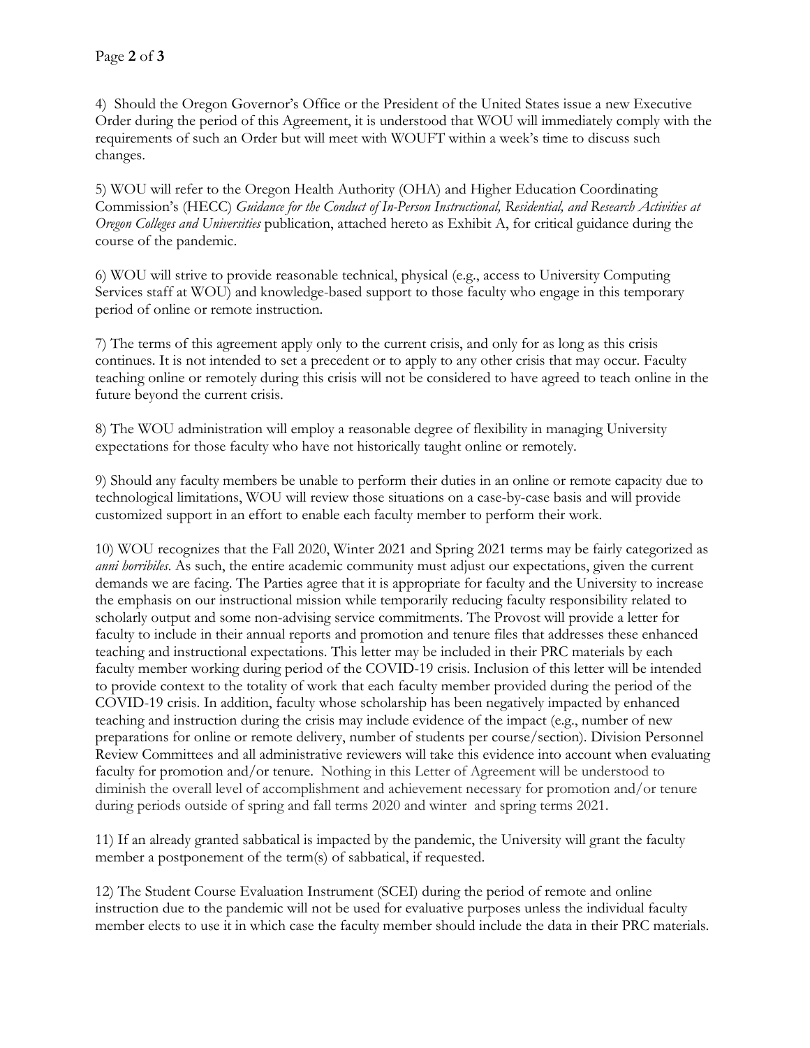4) Should the Oregon Governor's Office or the President of the United States issue a new Executive Order during the period of this Agreement, it is understood that WOU will immediately comply with the requirements of such an Order but will meet with WOUFT within a week's time to discuss such changes.

5) WOU will refer to the Oregon Health Authority (OHA) and Higher Education Coordinating Commission's (HECC) *Guidance for the Conduct of In-Person Instructional, Residential, and Research Activities at Oregon Colleges and Universities* publication, attached hereto as Exhibit A, for critical guidance during the course of the pandemic.

6) WOU will strive to provide reasonable technical, physical (e.g., access to University Computing Services staff at WOU) and knowledge-based support to those faculty who engage in this temporary period of online or remote instruction.

7) The terms of this agreement apply only to the current crisis, and only for as long as this crisis continues. It is not intended to set a precedent or to apply to any other crisis that may occur. Faculty teaching online or remotely during this crisis will not be considered to have agreed to teach online in the future beyond the current crisis.

8) The WOU administration will employ a reasonable degree of flexibility in managing University expectations for those faculty who have not historically taught online or remotely.

9) Should any faculty members be unable to perform their duties in an online or remote capacity due to technological limitations, WOU will review those situations on a case-by-case basis and will provide customized support in an effort to enable each faculty member to perform their work.

10) WOU recognizes that the Fall 2020, Winter 2021 and Spring 2021 terms may be fairly categorized as *anni horribiles*. As such, the entire academic community must adjust our expectations, given the current demands we are facing. The Parties agree that it is appropriate for faculty and the University to increase the emphasis on our instructional mission while temporarily reducing faculty responsibility related to scholarly output and some non-advising service commitments. The Provost will provide a letter for faculty to include in their annual reports and promotion and tenure files that addresses these enhanced teaching and instructional expectations. This letter may be included in their PRC materials by each faculty member working during period of the COVID-19 crisis. Inclusion of this letter will be intended to provide context to the totality of work that each faculty member provided during the period of the COVID-19 crisis. In addition, faculty whose scholarship has been negatively impacted by enhanced teaching and instruction during the crisis may include evidence of the impact (e.g., number of new preparations for online or remote delivery, number of students per course/section). Division Personnel Review Committees and all administrative reviewers will take this evidence into account when evaluating faculty for promotion and/or tenure. Nothing in this Letter of Agreement will be understood to diminish the overall level of accomplishment and achievement necessary for promotion and/or tenure during periods outside of spring and fall terms 2020 and winter and spring terms 2021.

11) If an already granted sabbatical is impacted by the pandemic, the University will grant the faculty member a postponement of the term(s) of sabbatical, if requested.

12) The Student Course Evaluation Instrument (SCEI) during the period of remote and online instruction due to the pandemic will not be used for evaluative purposes unless the individual faculty member elects to use it in which case the faculty member should include the data in their PRC materials.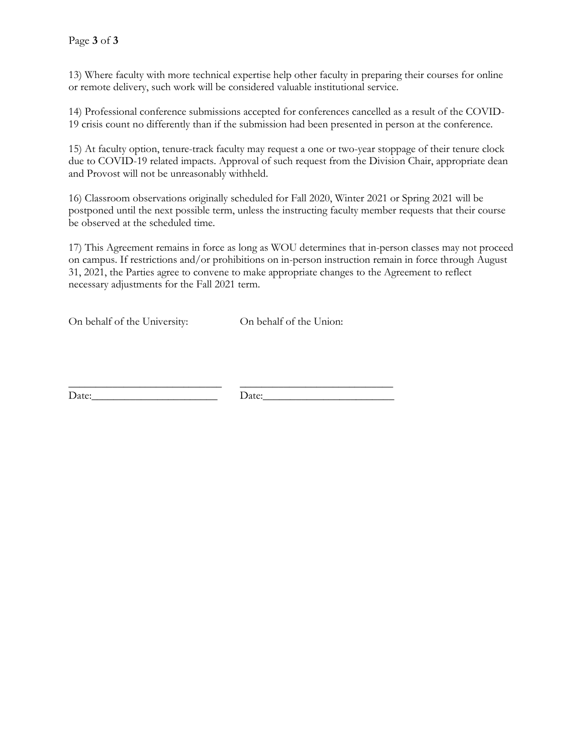13) Where faculty with more technical expertise help other faculty in preparing their courses for online or remote delivery, such work will be considered valuable institutional service.

14) Professional conference submissions accepted for conferences cancelled as a result of the COVID-19 crisis count no differently than if the submission had been presented in person at the conference.

15) At faculty option, tenure-track faculty may request a one or two-year stoppage of their tenure clock due to COVID-19 related impacts. Approval of such request from the Division Chair, appropriate dean and Provost will not be unreasonably withheld.

16) Classroom observations originally scheduled for Fall 2020, Winter 2021 or Spring 2021 will be postponed until the next possible term, unless the instructing faculty member requests that their course be observed at the scheduled time.

17) This Agreement remains in force as long as WOU determines that in-person classes may not proceed on campus. If restrictions and/or prohibitions on in-person instruction remain in force through August 31, 2021, the Parties agree to convene to make appropriate changes to the Agreement to reflect necessary adjustments for the Fall 2021 term.

On behalf of the University: On behalf of the Union:

____________________________ ____________________________

Date:_______________________ Date:________________________